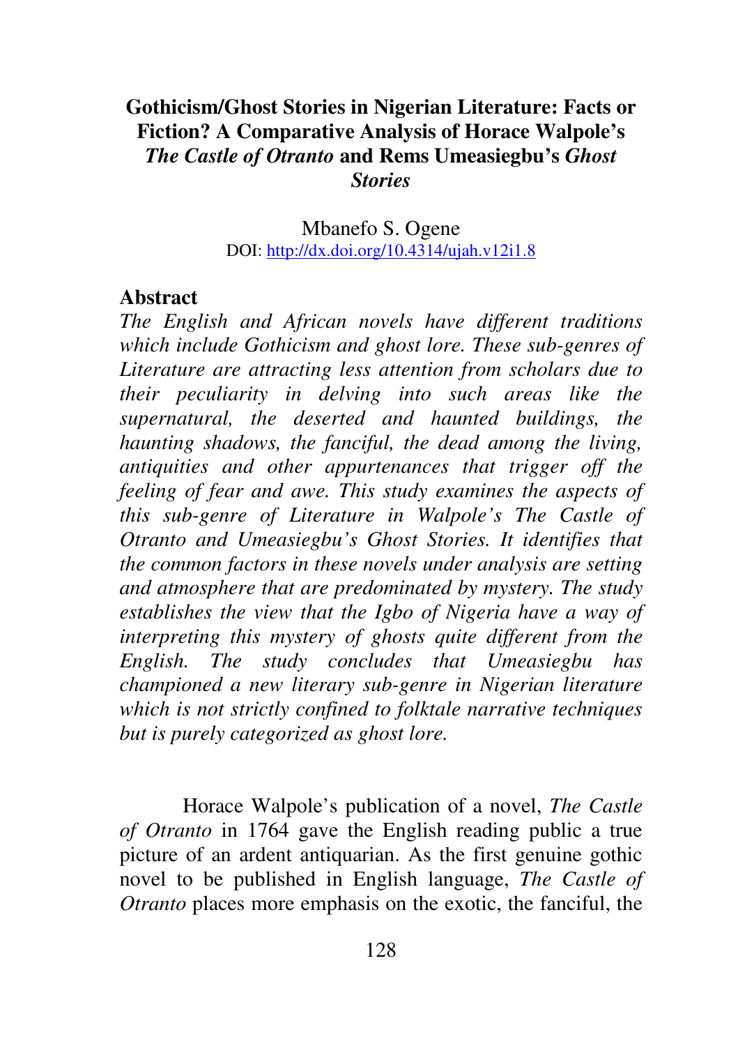# Gothicism/Ghost Stories in Nigerian Literature: Facts or Fiction? A Comparative Analysis of Horace Walpole's *The Castle of Otranto* and Rems Umeasiegbu's *Ghost Stories*

Mbanefo S. Ogene

DOI: http://dx.doi.org/10.4314/ujah.v12i1.8

## Abstract

*The English and African novels have different traditions which include Gothicism and ghost lore. These sub-genres of Literature are attracting less attention from scholars due to their peculiarity in delving into such areas like the supernatural, the deserted and haunted buildings, the haunting shadows, the fanciful, the dead among the living, antiquities and other appurtenances that trigger off the feeling of fear and awe. This study examines the aspects of this sub-genre of Literature in Walpole's The Castle of Otranto and Umeasiegbu's Ghost Stories. It identifies that the common factors in these novels under analysis are setting and atmosphere that are predominated by mystery. The study establishes the view that the Igbo of Nigeria have a way of interpreting this mystery of ghosts quite different from the English. The study concludes that Umeasiegbu has championed a new literary sub-genre in Nigerian literature which is not strictly confined to folktale narrative techniques but is purely categorized as ghost lore.*

Horace Walpole's publication of a novel, *The Castle of Otranto* in 1764 gave the English reading public a true picture of an ardent antiquarian. As the first genuine gothic novel to be published in English language, *The Castle of Otranto* places more emphasis on the exotic, the fanciful, the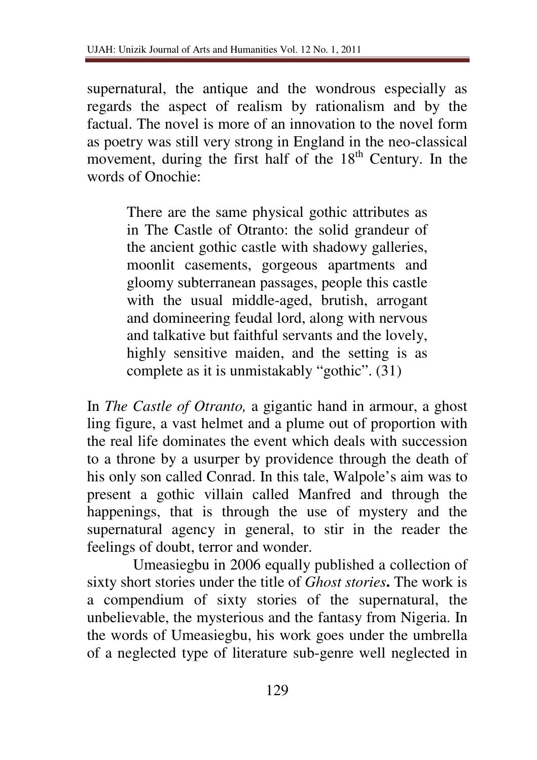supernatural, the antique and the wondrous especially as regards the aspect of realism by rationalism and by the factual. The novel is more of an innovation to the novel form as poetry was still very strong in England in the neo-classical movement, during the first half of the 18th Century. In the words of Onochie:

> There are the same physical gothic attributes as in The Castle of Otranto: the solid grandeur of the ancient gothic castle with shadowy galleries, moonlit casements, gorgeous apartments and gloomy subterranean passages, people this castle with the usual middle-aged, brutish, arrogant and domineering feudal lord, along with nervous and talkative but faithful servants and the lovely, highly sensitive maiden, and the setting is as complete as it is unmistakably "gothic". (31)

In *The Castle of Otranto,* a gigantic hand in armour, a ghost ling figure, a vast helmet and a plume out of proportion with the real life dominates the event which deals with succession to a throne by a usurper by providence through the death of his only son called Conrad. In this tale, Walpole's aim was to present a gothic villain called Manfred and through the happenings, that is through the use of mystery and the supernatural agency in general, to stir in the reader the feelings of doubt, terror and wonder.

Umeasiegbu in 2006 equally published a collection of sixty short stories under the title of *Ghost stories***.** The work is a compendium of sixty stories of the supernatural, the unbelievable, the mysterious and the fantasy from Nigeria. In the words of Umeasiegbu, his work goes under the umbrella of a neglected type of literature sub-genre well neglected in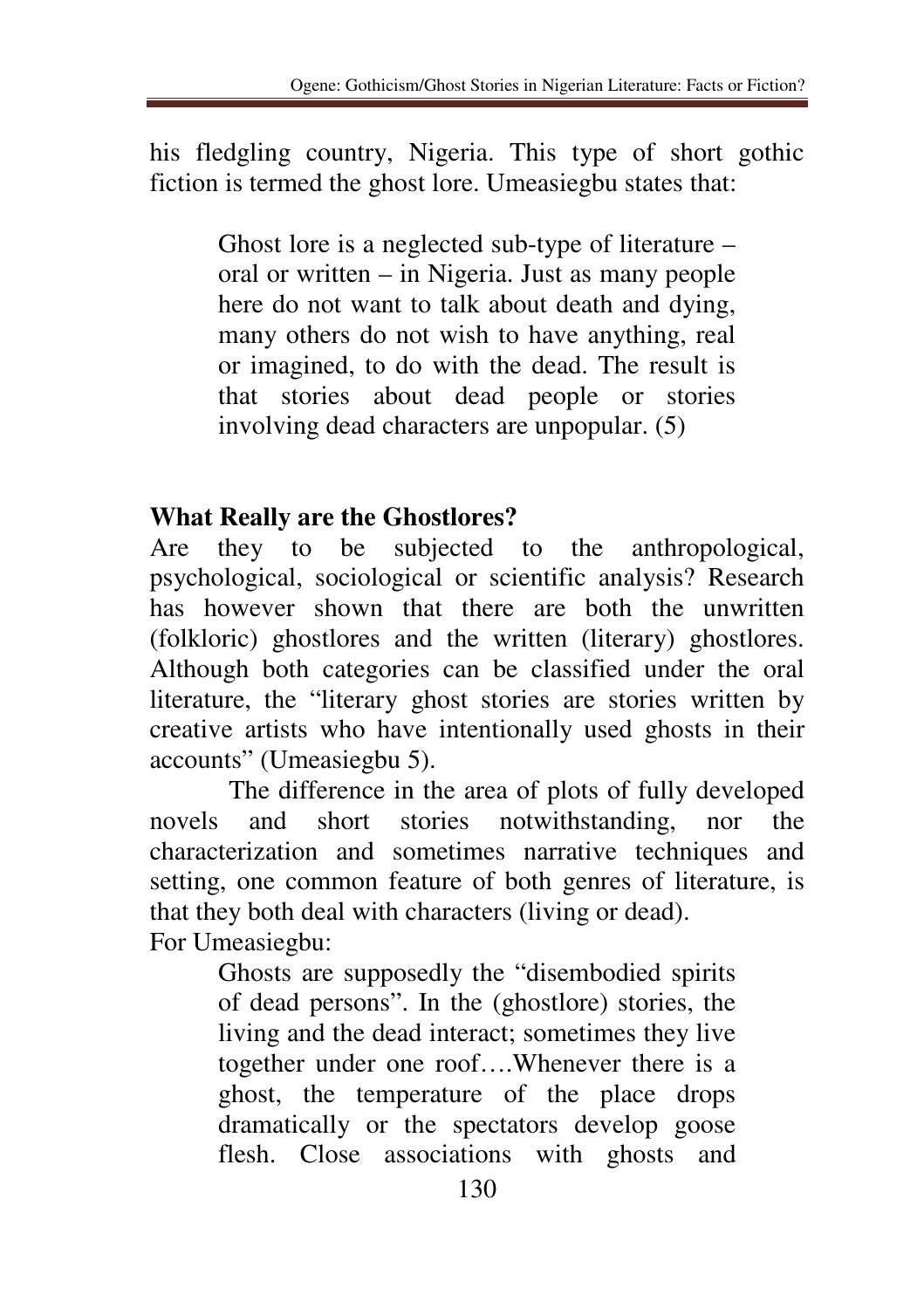his fledgling country, Nigeria. This type of short gothic fiction is termed the ghost lore. Umeasiegbu states that:

> Ghost lore is a neglected sub-type of literature – oral or written – in Nigeria. Just as many people here do not want to talk about death and dying, many others do not wish to have anything, real or imagined, to do with the dead. The result is that stories about dead people or stories involving dead characters are unpopular. (5)

**What Really are the Ghostlores?**

Are they to be subjected to the anthropological, psychological, sociological or scientific analysis? Research has however shown that there are both the unwritten (folkloric) ghostlores and the written (literary) ghostlores. Although both categories can be classified under the oral literature, the "literary ghost stories are stories written by creative artists who have intentionally used ghosts in their accounts" (Umeasiegbu 5).

The difference in the area of plots of fully developed novels and short stories notwithstanding, nor the characterization and sometimes narrative techniques and setting, one common feature of both genres of literature, is that they both deal with characters (living or dead).

For Umeasiegbu:

> Ghosts are supposedly the "disembodied spirits of dead persons". In the (ghostlore) stories, the living and the dead interact; sometimes they live together under one roof….Whenever there is a ghost, the temperature of the place drops dramatically or the spectators develop goose flesh. Close associations with ghosts and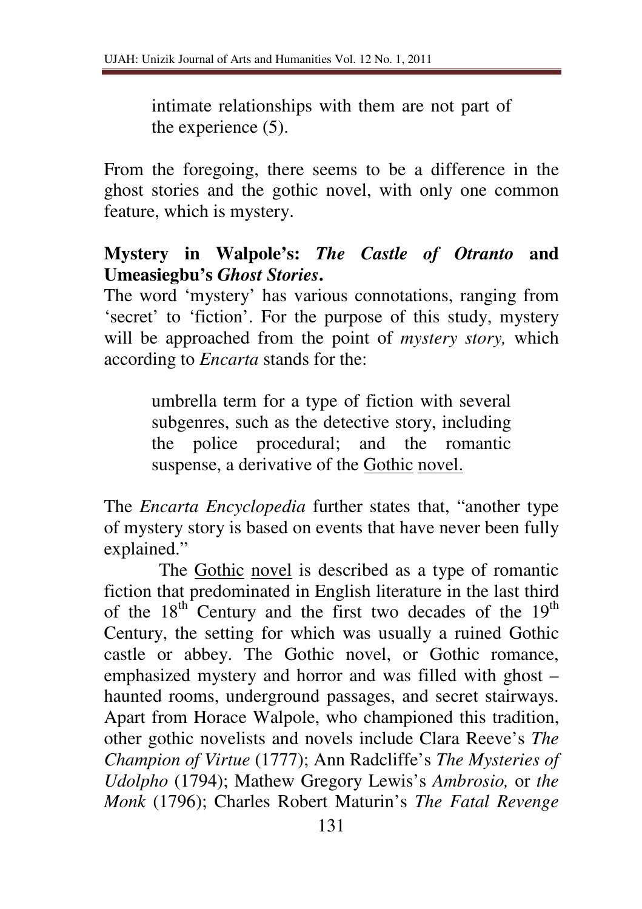> intimate relationships with them are not part of the experience (5).

From the foregoing, there seems to be a difference in the ghost stories and the gothic novel, with only one common feature, which is mystery.

**Mystery in Walpole's: *The Castle of Otranto* and Umeasiegbu's *Ghost Stories*.**

The word 'mystery' has various connotations, ranging from 'secret' to 'fiction'. For the purpose of this study, mystery will be approached from the point of *mystery story,* which according to *Encarta* stands for the:

> umbrella term for a type of fiction with several subgenres, such as the detective story, including the police procedural; and the romantic suspense, a derivative of the Gothic novel.

The *Encarta Encyclopedia* further states that, "another type of mystery story is based on events that have never been fully explained."

The Gothic novel is described as a type of romantic fiction that predominated in English literature in the last third of the 18th Century and the first two decades of the 19th Century, the setting for which was usually a ruined Gothic castle or abbey. The Gothic novel, or Gothic romance, emphasized mystery and horror and was filled with ghost – haunted rooms, underground passages, and secret stairways. Apart from Horace Walpole, who championed this tradition, other gothic novelists and novels include Clara Reeve's *The Champion of Virtue* (1777); Ann Radcliffe's *The Mysteries of Udolpho* (1794); Mathew Gregory Lewis's *Ambrosio,* or *the Monk* (1796); Charles Robert Maturin's *The Fatal Revenge*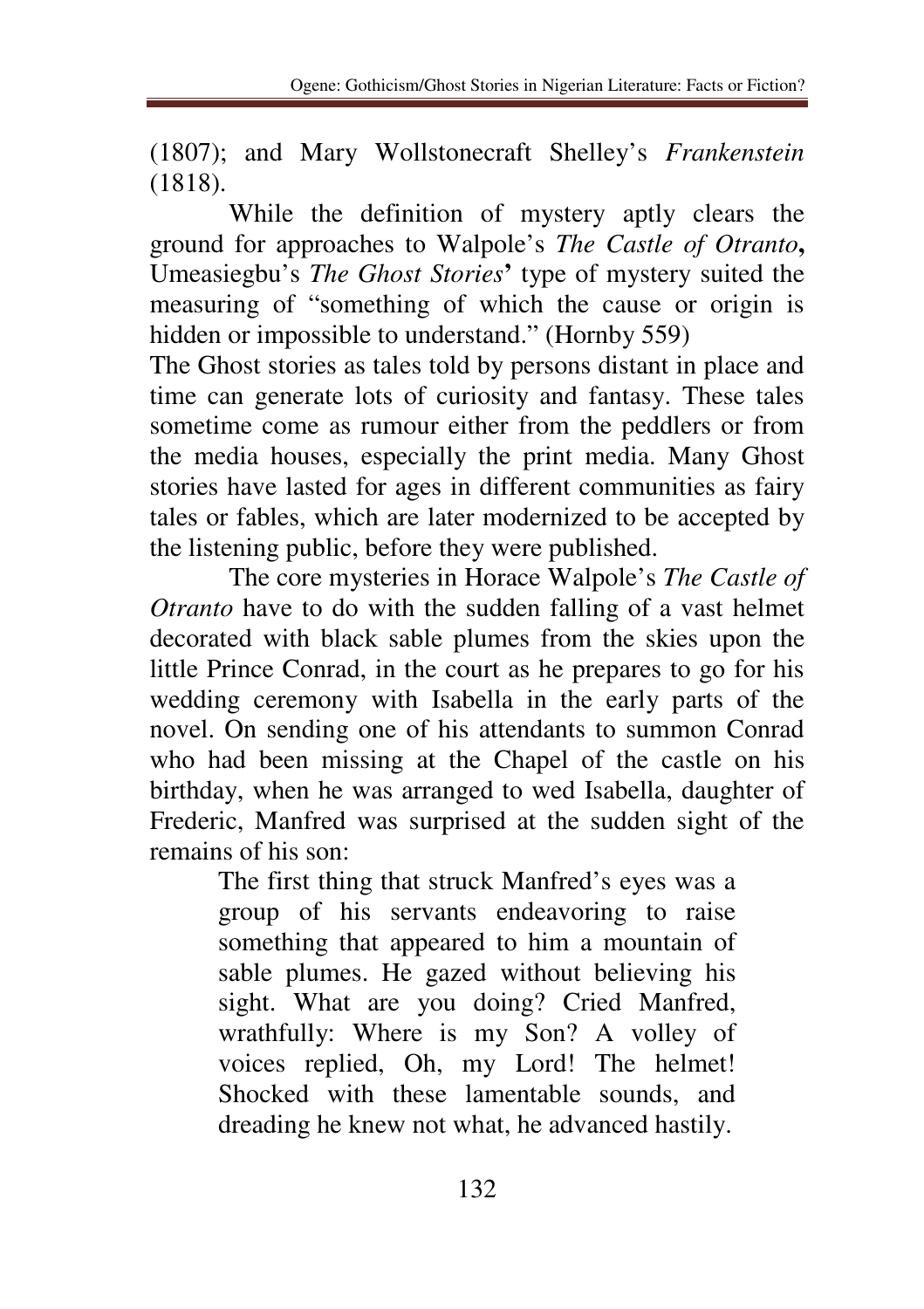(1807); and Mary Wollstonecraft Shelley's *Frankenstein* (1818).

While the definition of mystery aptly clears the ground for approaches to Walpole's *The Castle of Otranto***,** Umeasiegbu's *The Ghost Stories***'** type of mystery suited the measuring of "something of which the cause or origin is hidden or impossible to understand." (Hornby 559)

The Ghost stories as tales told by persons distant in place and time can generate lots of curiosity and fantasy. These tales sometime come as rumour either from the peddlers or from the media houses, especially the print media. Many Ghost stories have lasted for ages in different communities as fairy tales or fables, which are later modernized to be accepted by the listening public, before they were published.

The core mysteries in Horace Walpole's *The Castle of Otranto* have to do with the sudden falling of a vast helmet decorated with black sable plumes from the skies upon the little Prince Conrad, in the court as he prepares to go for his wedding ceremony with Isabella in the early parts of the novel. On sending one of his attendants to summon Conrad who had been missing at the Chapel of the castle on his birthday, when he was arranged to wed Isabella, daughter of Frederic, Manfred was surprised at the sudden sight of the remains of his son:

> The first thing that struck Manfred's eyes was a group of his servants endeavoring to raise something that appeared to him a mountain of sable plumes. He gazed without believing his sight. What are you doing? Cried Manfred, wrathfully: Where is my Son? A volley of voices replied, Oh, my Lord! The helmet! Shocked with these lamentable sounds, and dreading he knew not what, he advanced hastily.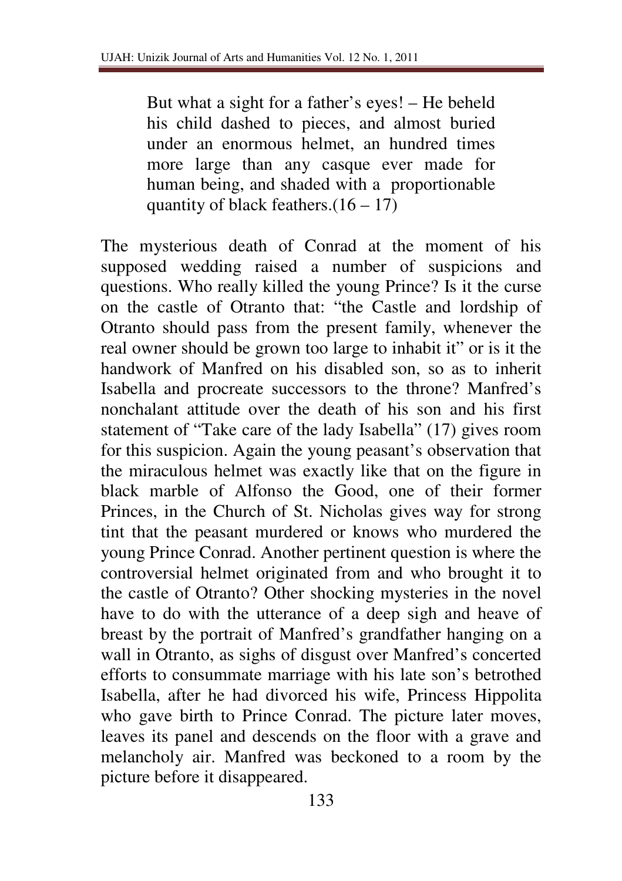> But what a sight for a father's eyes! – He beheld his child dashed to pieces, and almost buried under an enormous helmet, an hundred times more large than any casque ever made for human being, and shaded with a proportionable quantity of black feathers.(16 – 17)

The mysterious death of Conrad at the moment of his supposed wedding raised a number of suspicions and questions. Who really killed the young Prince? Is it the curse on the castle of Otranto that: "the Castle and lordship of Otranto should pass from the present family, whenever the real owner should be grown too large to inhabit it" or is it the handwork of Manfred on his disabled son, so as to inherit Isabella and procreate successors to the throne? Manfred's nonchalant attitude over the death of his son and his first statement of "Take care of the lady Isabella" (17) gives room for this suspicion. Again the young peasant's observation that the miraculous helmet was exactly like that on the figure in black marble of Alfonso the Good, one of their former Princes, in the Church of St. Nicholas gives way for strong tint that the peasant murdered or knows who murdered the young Prince Conrad. Another pertinent question is where the controversial helmet originated from and who brought it to the castle of Otranto? Other shocking mysteries in the novel have to do with the utterance of a deep sigh and heave of breast by the portrait of Manfred's grandfather hanging on a wall in Otranto, as sighs of disgust over Manfred's concerted efforts to consummate marriage with his late son's betrothed Isabella, after he had divorced his wife, Princess Hippolita who gave birth to Prince Conrad. The picture later moves, leaves its panel and descends on the floor with a grave and melancholy air. Manfred was beckoned to a room by the picture before it disappeared.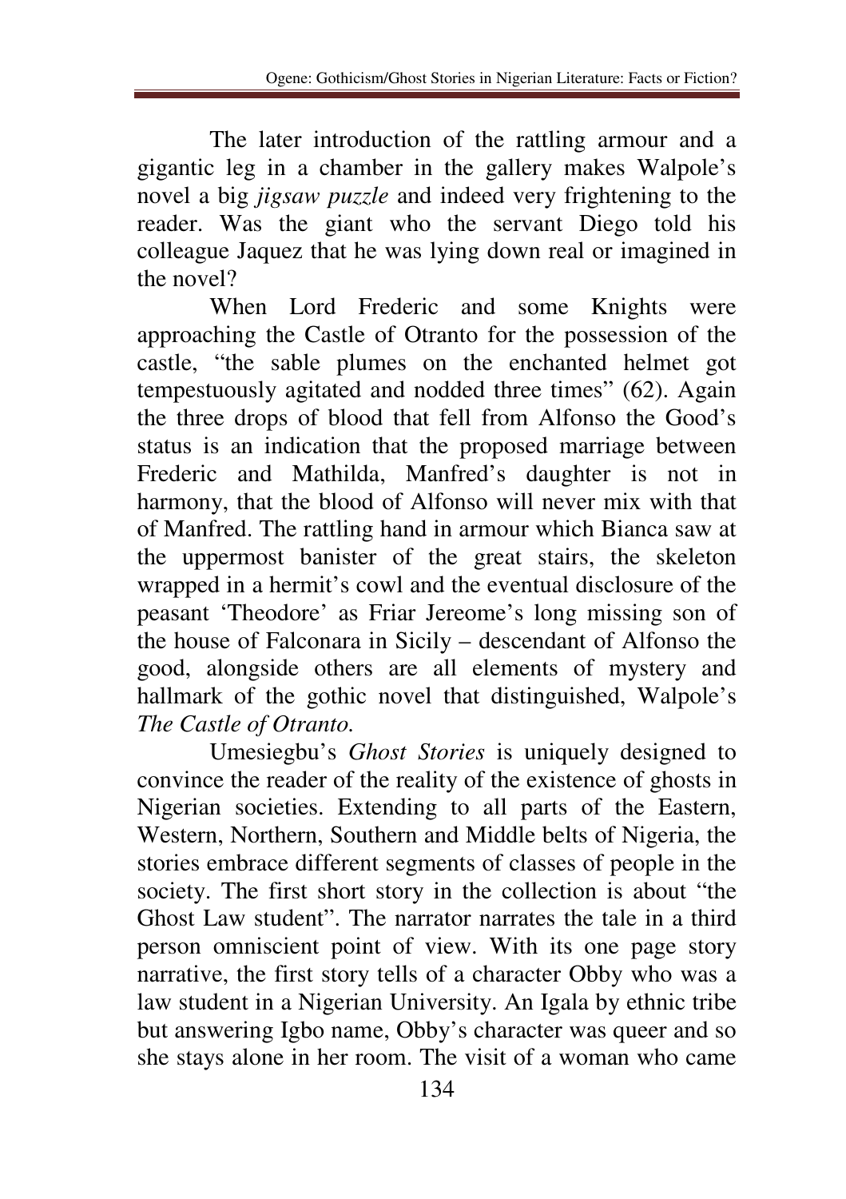The later introduction of the rattling armour and a gigantic leg in a chamber in the gallery makes Walpole's novel a big *jigsaw puzzle* and indeed very frightening to the reader. Was the giant who the servant Diego told his colleague Jaquez that he was lying down real or imagined in the novel?

When Lord Frederic and some Knights were approaching the Castle of Otranto for the possession of the castle, "the sable plumes on the enchanted helmet got tempestuously agitated and nodded three times" (62). Again the three drops of blood that fell from Alfonso the Good's status is an indication that the proposed marriage between Frederic and Mathilda, Manfred's daughter is not in harmony, that the blood of Alfonso will never mix with that of Manfred. The rattling hand in armour which Bianca saw at the uppermost banister of the great stairs, the skeleton wrapped in a hermit's cowl and the eventual disclosure of the peasant 'Theodore' as Friar Jereome's long missing son of the house of Falconara in Sicily – descendant of Alfonso the good, alongside others are all elements of mystery and hallmark of the gothic novel that distinguished, Walpole's *The Castle of Otranto.*

Umesiegbu's *Ghost Stories* is uniquely designed to convince the reader of the reality of the existence of ghosts in Nigerian societies. Extending to all parts of the Eastern, Western, Northern, Southern and Middle belts of Nigeria, the stories embrace different segments of classes of people in the society. The first short story in the collection is about "the Ghost Law student". The narrator narrates the tale in a third person omniscient point of view. With its one page story narrative, the first story tells of a character Obby who was a law student in a Nigerian University. An Igala by ethnic tribe but answering Igbo name, Obby's character was queer and so she stays alone in her room. The visit of a woman who came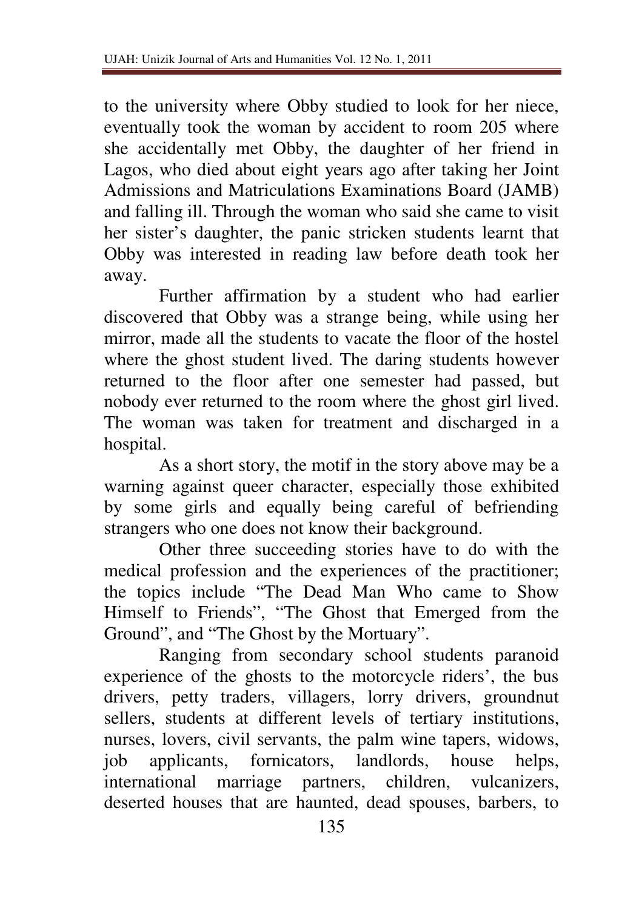to the university where Obby studied to look for her niece, eventually took the woman by accident to room 205 where she accidentally met Obby, the daughter of her friend in Lagos, who died about eight years ago after taking her Joint Admissions and Matriculations Examinations Board (JAMB) and falling ill. Through the woman who said she came to visit her sister's daughter, the panic stricken students learnt that Obby was interested in reading law before death took her away.

Further affirmation by a student who had earlier discovered that Obby was a strange being, while using her mirror, made all the students to vacate the floor of the hostel where the ghost student lived. The daring students however returned to the floor after one semester had passed, but nobody ever returned to the room where the ghost girl lived. The woman was taken for treatment and discharged in a hospital.

As a short story, the motif in the story above may be a warning against queer character, especially those exhibited by some girls and equally being careful of befriending strangers who one does not know their background.

Other three succeeding stories have to do with the medical profession and the experiences of the practitioner; the topics include "The Dead Man Who came to Show Himself to Friends", "The Ghost that Emerged from the Ground", and "The Ghost by the Mortuary".

Ranging from secondary school students paranoid experience of the ghosts to the motorcycle riders', the bus drivers, petty traders, villagers, lorry drivers, groundnut sellers, students at different levels of tertiary institutions, nurses, lovers, civil servants, the palm wine tapers, widows, job applicants, fornicators, landlords, house helps, international marriage partners, children, vulcanizers, deserted houses that are haunted, dead spouses, barbers, to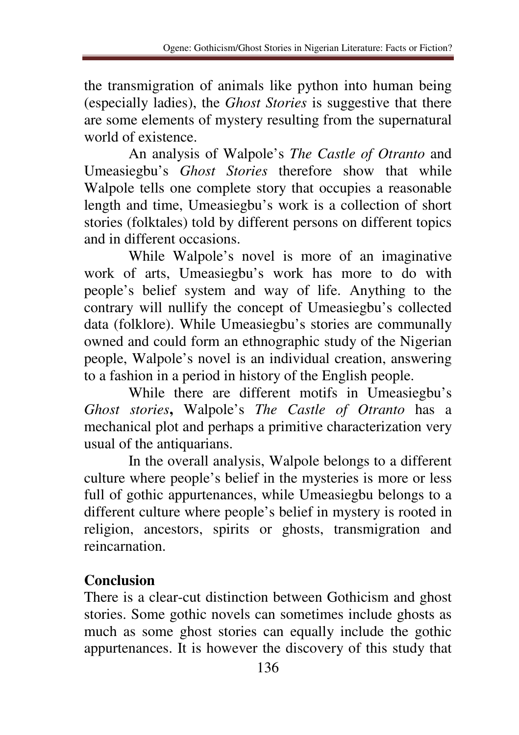the transmigration of animals like python into human being (especially ladies), the *Ghost Stories* is suggestive that there are some elements of mystery resulting from the supernatural world of existence.

An analysis of Walpole's *The Castle of Otranto* and Umeasiegbu's *Ghost Stories* therefore show that while Walpole tells one complete story that occupies a reasonable length and time, Umeasiegbu's work is a collection of short stories (folktales) told by different persons on different topics and in different occasions.

While Walpole's novel is more of an imaginative work of arts, Umeasiegbu's work has more to do with people's belief system and way of life. Anything to the contrary will nullify the concept of Umeasiegbu's collected data (folklore). While Umeasiegbu's stories are communally owned and could form an ethnographic study of the Nigerian people, Walpole's novel is an individual creation, answering to a fashion in a period in history of the English people.

While there are different motifs in Umeasiegbu's *Ghost stories***,** Walpole's *The Castle of Otranto* has a mechanical plot and perhaps a primitive characterization very usual of the antiquarians.

In the overall analysis, Walpole belongs to a different culture where people's belief in the mysteries is more or less full of gothic appurtenances, while Umeasiegbu belongs to a different culture where people's belief in mystery is rooted in religion, ancestors, spirits or ghosts, transmigration and reincarnation.

## Conclusion

There is a clear-cut distinction between Gothicism and ghost stories. Some gothic novels can sometimes include ghosts as much as some ghost stories can equally include the gothic appurtenances. It is however the discovery of this study that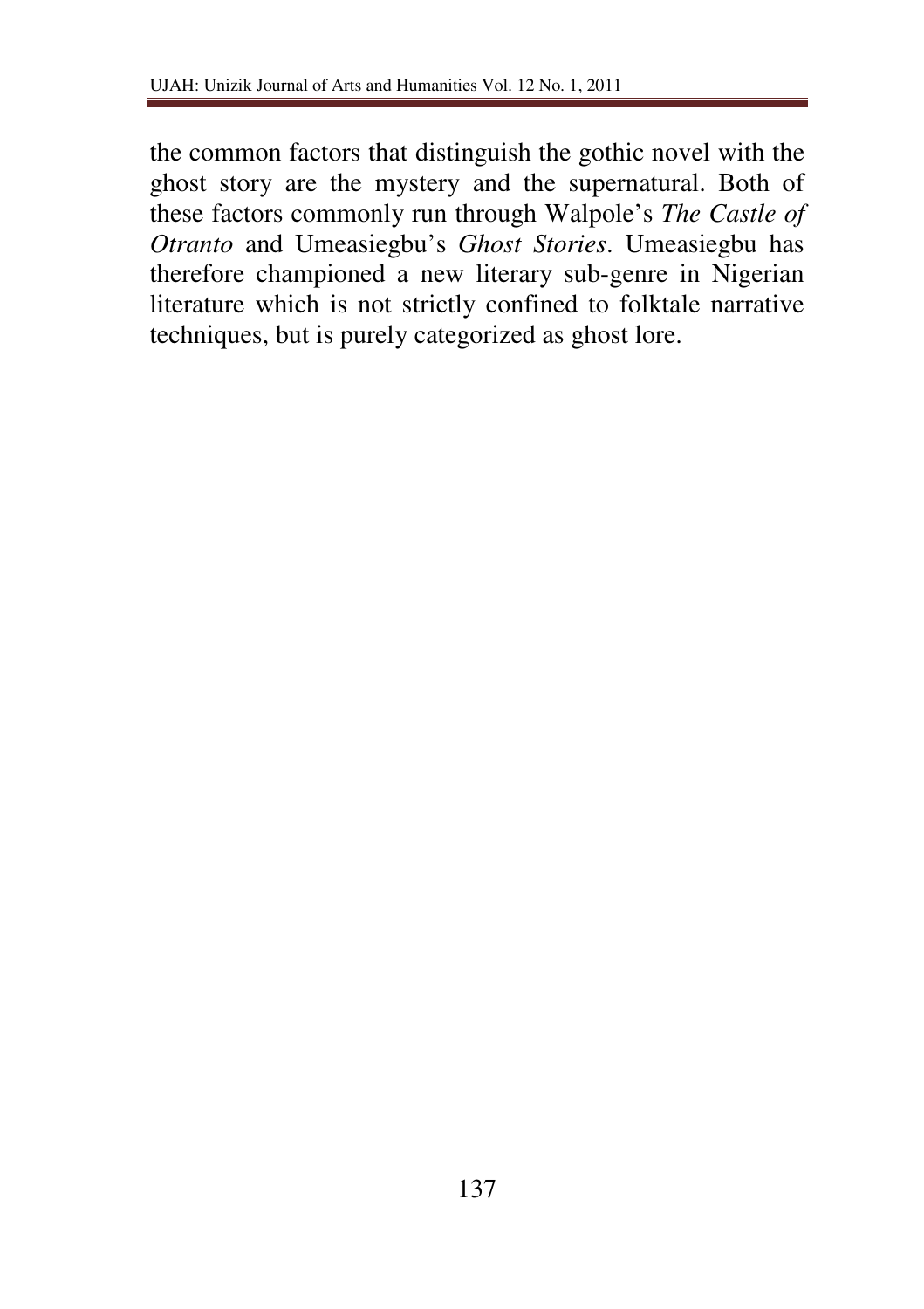the common factors that distinguish the gothic novel with the ghost story are the mystery and the supernatural. Both of these factors commonly run through Walpole's *The Castle of Otranto* and Umeasiegbu's *Ghost Stories*. Umeasiegbu has therefore championed a new literary sub-genre in Nigerian literature which is not strictly confined to folktale narrative techniques, but is purely categorized as ghost lore.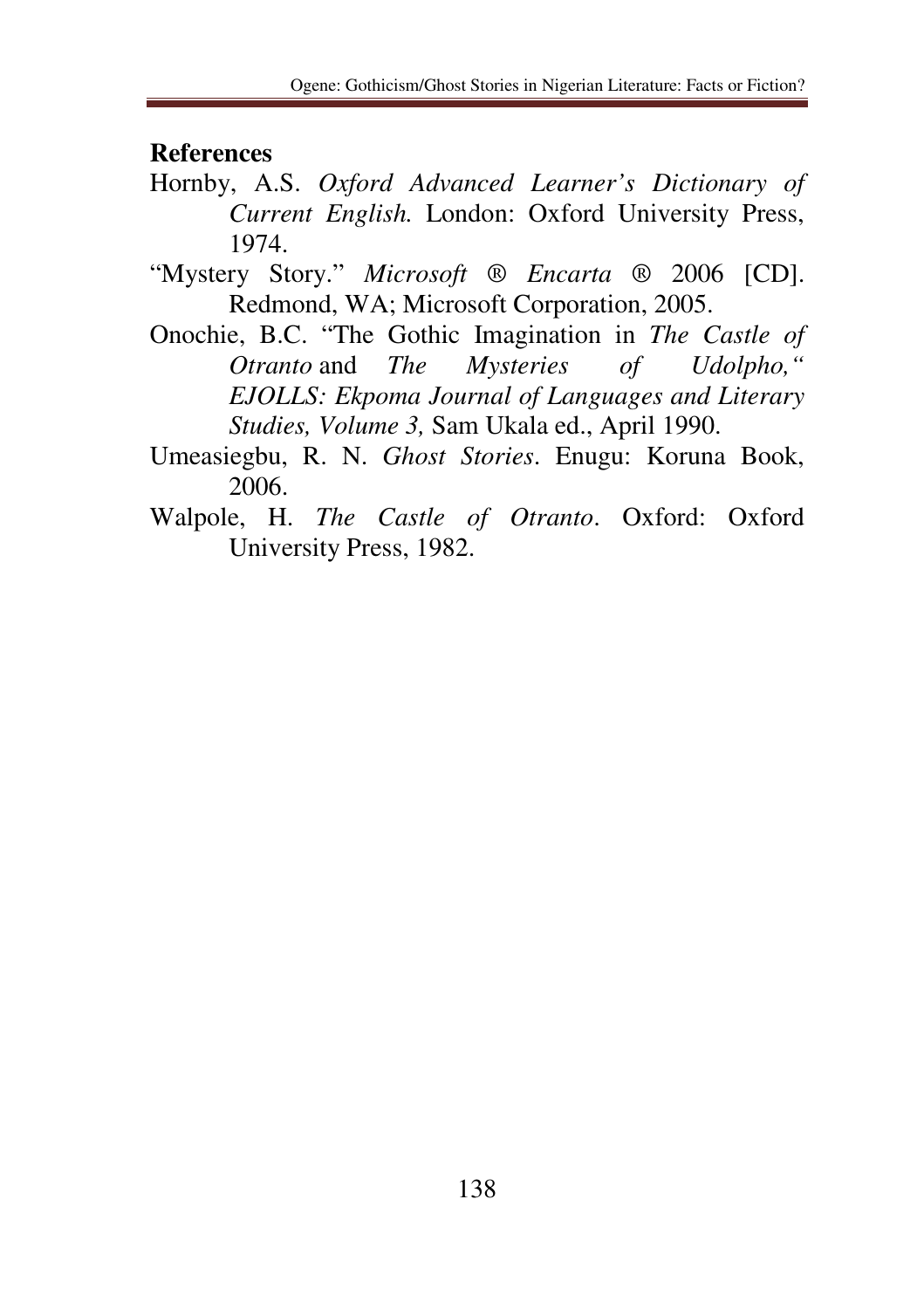## References

Hornby, A.S. *Oxford Advanced Learner's Dictionary of Current English.* London: Oxford University Press, 1974.

"Mystery Story." *Microsoft ® Encarta ®* 2006 [CD]. Redmond, WA; Microsoft Corporation, 2005.

Onochie, B.C. "The Gothic Imagination in *The Castle of Otranto* and *The Mysteries of Udolpho," EJOLLS: Ekpoma Journal of Languages and Literary Studies, Volume 3,* Sam Ukala ed., April 1990.

Umeasiegbu, R. N. *Ghost Stories*. Enugu: Koruna Book, 2006.

Walpole, H. *The Castle of Otranto*. Oxford: Oxford University Press, 1982.